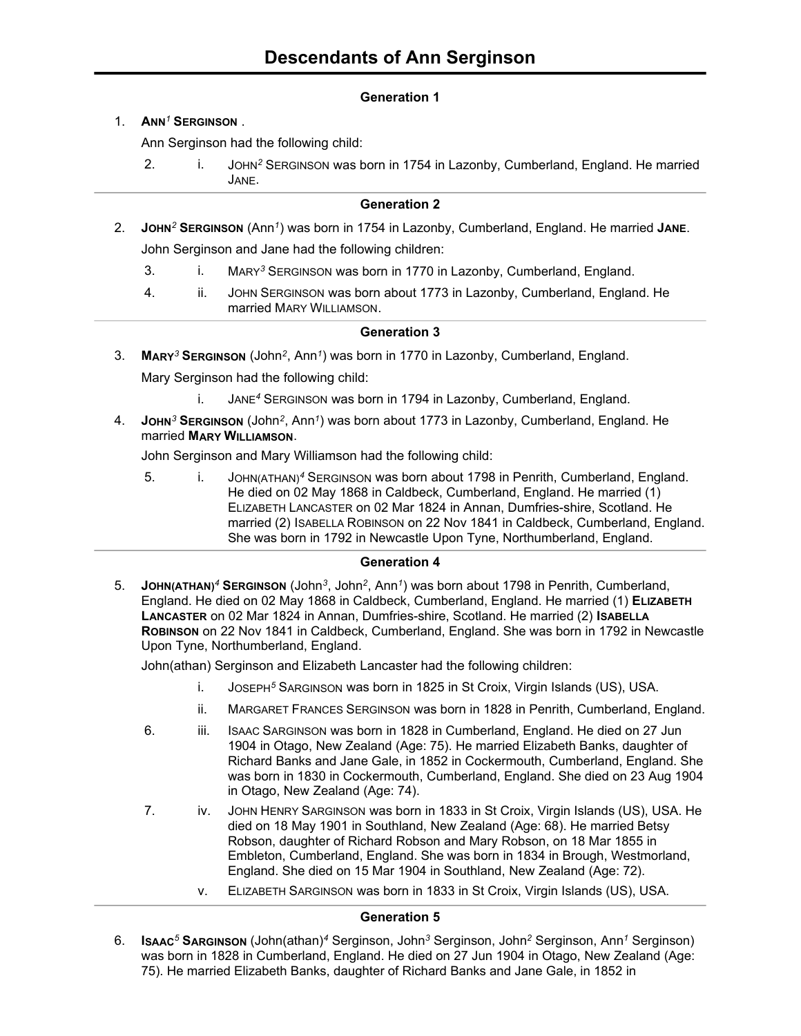# Descendants of Ann Serginson

## Generation 1

1. **ANN[1] SERGINSON** .

   Ann Serginson had the following child:

   2. i. JOHN[2] SERGINSON was born in 1754 in Lazonby, Cumberland, England. He married JANE.

## Generation 2

2. **JOHN[2] SERGINSON** (Ann[1]) was born in 1754 in Lazonby, Cumberland, England. He married **JANE**.

   John Serginson and Jane had the following children:

   3. i. MARY[3] SERGINSON was born in 1770 in Lazonby, Cumberland, England.
   4. ii. JOHN SERGINSON was born about 1773 in Lazonby, Cumberland, England. He married MARY WILLIAMSON.

## Generation 3

3. **MARY[3] SERGINSON** (John[2], Ann[1]) was born in 1770 in Lazonby, Cumberland, England.

   Mary Serginson had the following child:

   i. JANE[4] SERGINSON was born in 1794 in Lazonby, Cumberland, England.

4. **JOHN[3] SERGINSON** (John[2], Ann[1]) was born about 1773 in Lazonby, Cumberland, England. He married **MARY WILLIAMSON**.

   John Serginson and Mary Williamson had the following child:

   5. i. JOHN(ATHAN)[4] SERGINSON was born about 1798 in Penrith, Cumberland, England. He died on 02 May 1868 in Caldbeck, Cumberland, England. He married (1) ELIZABETH LANCASTER on 02 Mar 1824 in Annan, Dumfries-shire, Scotland. He married (2) ISABELLA ROBINSON on 22 Nov 1841 in Caldbeck, Cumberland, England. She was born in 1792 in Newcastle Upon Tyne, Northumberland, England.

## Generation 4

5. **JOHN(ATHAN)[4] SERGINSON** (John[3], John[2], Ann[1]) was born about 1798 in Penrith, Cumberland, England. He died on 02 May 1868 in Caldbeck, Cumberland, England. He married (1) **ELIZABETH LANCASTER** on 02 Mar 1824 in Annan, Dumfries-shire, Scotland. He married (2) **ISABELLA ROBINSON** on 22 Nov 1841 in Caldbeck, Cumberland, England. She was born in 1792 in Newcastle Upon Tyne, Northumberland, England.

   John(athan) Serginson and Elizabeth Lancaster had the following children:

   i. JOSEPH[5] SARGINSON was born in 1825 in St Croix, Virgin Islands (US), USA.

   ii. MARGARET FRANCES SERGINSON was born in 1828 in Penrith, Cumberland, England.

   6. iii. ISAAC SARGINSON was born in 1828 in Cumberland, England. He died on 27 Jun 1904 in Otago, New Zealand (Age: 75). He married Elizabeth Banks, daughter of Richard Banks and Jane Gale, in 1852 in Cockermouth, Cumberland, England. She was born in 1830 in Cockermouth, Cumberland, England. She died on 23 Aug 1904 in Otago, New Zealand (Age: 74).

   7. iv. JOHN HENRY SARGINSON was born in 1833 in St Croix, Virgin Islands (US), USA. He died on 18 May 1901 in Southland, New Zealand (Age: 68). He married Betsy Robson, daughter of Richard Robson and Mary Robson, on 18 Mar 1855 in Embleton, Cumberland, England. She was born in 1834 in Brough, Westmorland, England. She died on 15 Mar 1904 in Southland, New Zealand (Age: 72).

   v. ELIZABETH SARGINSON was born in 1833 in St Croix, Virgin Islands (US), USA.

## Generation 5

6. **ISAAC[5] SARGINSON** (John(athan)[4] Serginson, John[3] Serginson, John[2] Serginson, Ann[1] Serginson) was born in 1828 in Cumberland, England. He died on 27 Jun 1904 in Otago, New Zealand (Age: 75). He married Elizabeth Banks, daughter of Richard Banks and Jane Gale, in 1852 in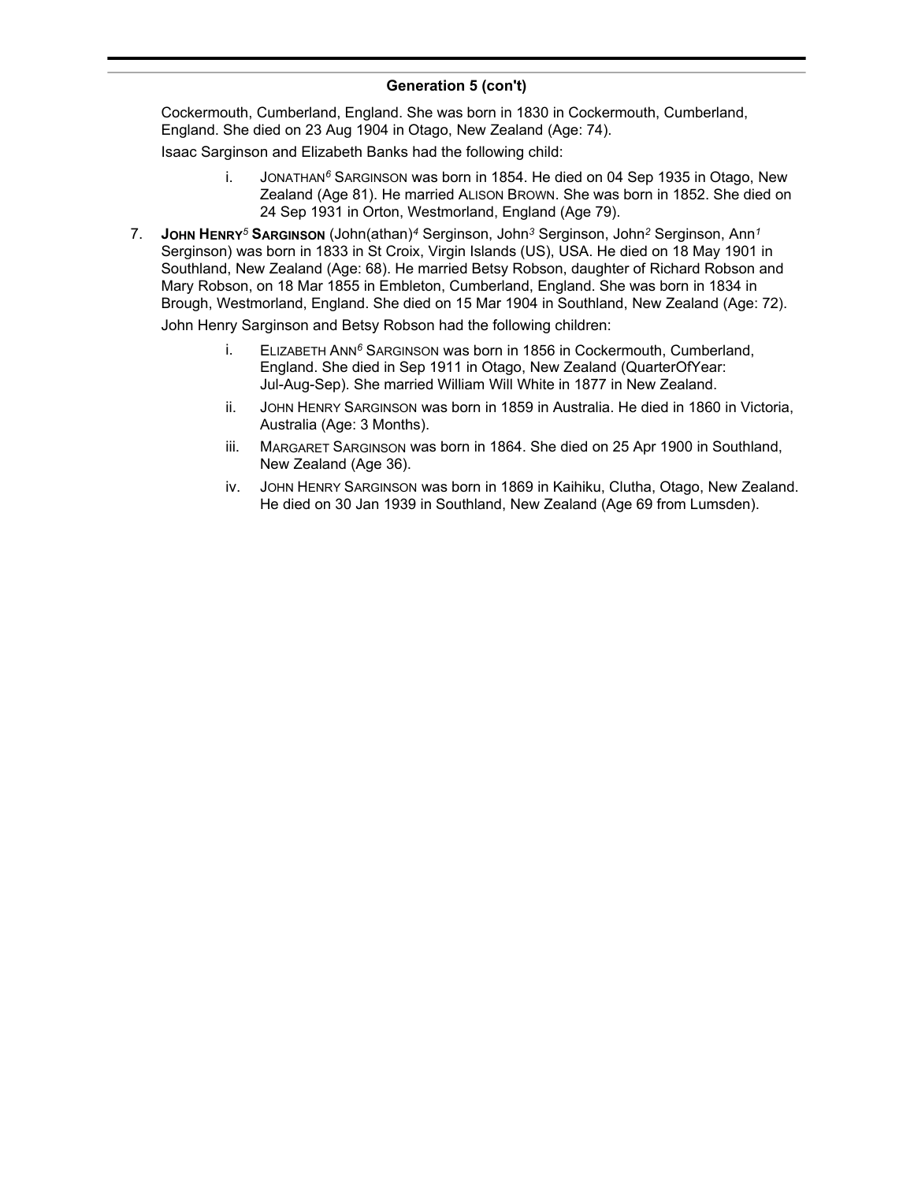## Generation 5 (con't)

Cockermouth, Cumberland, England. She was born in 1830 in Cockermouth, Cumberland, England. She died on 23 Aug 1904 in Otago, New Zealand (Age: 74).

Isaac Sarginson and Elizabeth Banks had the following child:

i. JONATHAN[6] SARGINSON was born in 1854. He died on 04 Sep 1935 in Otago, New Zealand (Age 81). He married ALISON BROWN. She was born in 1852. She died on 24 Sep 1931 in Orton, Westmorland, England (Age 79).

7. **JOHN HENRY[5] SARGINSON** (John(athan)[4] Serginson, John[3] Serginson, John[2] Serginson, Ann[1] Serginson) was born in 1833 in St Croix, Virgin Islands (US), USA. He died on 18 May 1901 in Southland, New Zealand (Age: 68). He married Betsy Robson, daughter of Richard Robson and Mary Robson, on 18 Mar 1855 in Embleton, Cumberland, England. She was born in 1834 in Brough, Westmorland, England. She died on 15 Mar 1904 in Southland, New Zealand (Age: 72).

John Henry Sarginson and Betsy Robson had the following children:

i. ELIZABETH ANN[6] SARGINSON was born in 1856 in Cockermouth, Cumberland, England. She died in Sep 1911 in Otago, New Zealand (QuarterOfYear: Jul-Aug-Sep). She married William Will White in 1877 in New Zealand.

ii. JOHN HENRY SARGINSON was born in 1859 in Australia. He died in 1860 in Victoria, Australia (Age: 3 Months).

iii. MARGARET SARGINSON was born in 1864. She died on 25 Apr 1900 in Southland, New Zealand (Age 36).

iv. JOHN HENRY SARGINSON was born in 1869 in Kaihiku, Clutha, Otago, New Zealand. He died on 30 Jan 1939 in Southland, New Zealand (Age 69 from Lumsden).